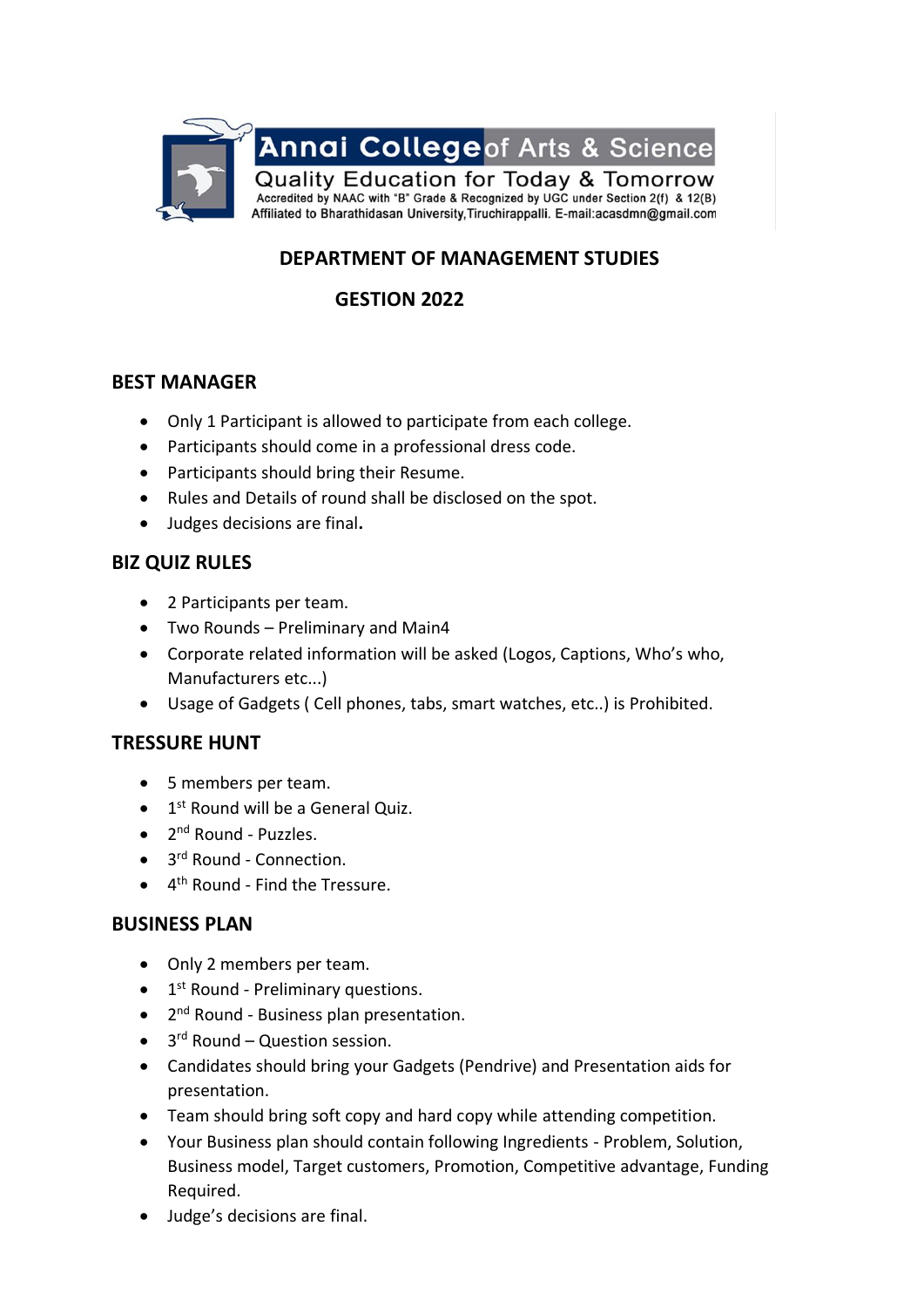Annai College of Arts & Science

Quality Education for Today & Tomorrow

Accredited by NAAC with "B" Grade & Recognized by UGC under Section 2(f) & 12(B)

Affiliated to Bharathidasan University,Tiruchirappalli. E-mail:acasdmn@gmail.com

# DEPARTMENT OF MANAGEMENT STUDIES

## GESTION 2022

### BEST MANAGER

- Only 1 Participant is allowed to participate from each college.
- Participants should come in a professional dress code.
- Participants should bring their Resume.
- Rules and Details of round shall be disclosed on the spot.
- Judges decisions are final**.**

### BIZ QUIZ RULES

- 2 Participants per team.
- Two Rounds – Preliminary and Main4
- Corporate related information will be asked (Logos, Captions, Who's who, Manufacturers etc...)
- Usage of Gadgets ( Cell phones, tabs, smart watches, etc..) is Prohibited.

### TRESSURE HUNT

- 5 members per team.
- 1st Round will be a General Quiz.
- 2nd Round - Puzzles.
- 3rd Round - Connection.
- 4th Round - Find the Tressure.

### BUSINESS PLAN

- Only 2 members per team.
- 1st Round - Preliminary questions.
- 2nd Round - Business plan presentation.
- 3rd Round – Question session.
- Candidates should bring your Gadgets (Pendrive) and Presentation aids for presentation.
- Team should bring soft copy and hard copy while attending competition.
- Your Business plan should contain following Ingredients - Problem, Solution, Business model, Target customers, Promotion, Competitive advantage, Funding Required.
- Judge's decisions are final.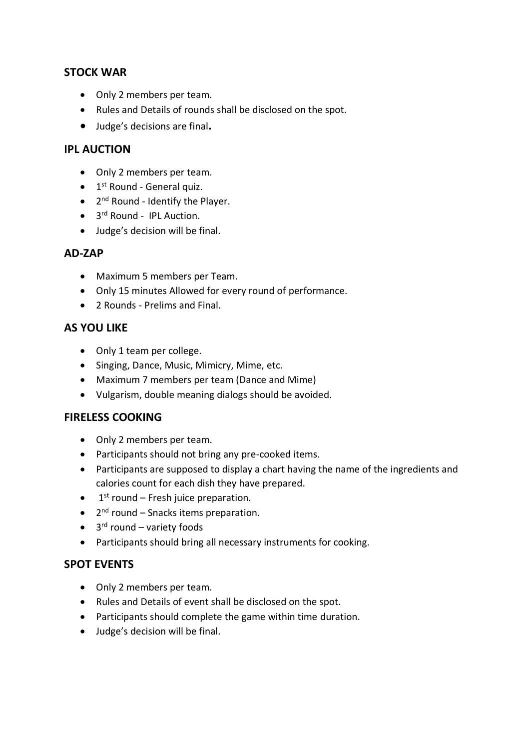## STOCK WAR

- Only 2 members per team.
- Rules and Details of rounds shall be disclosed on the spot.
- Judge's decisions are final**.**

## IPL AUCTION

- Only 2 members per team.
- 1st Round - General quiz.
- 2nd Round - Identify the Player.
- 3rd Round - IPL Auction.
- Judge's decision will be final.

## AD-ZAP

- Maximum 5 members per Team.
- Only 15 minutes Allowed for every round of performance.
- 2 Rounds - Prelims and Final.

## AS YOU LIKE

- Only 1 team per college.
- Singing, Dance, Music, Mimicry, Mime, etc.
- Maximum 7 members per team (Dance and Mime)
- Vulgarism, double meaning dialogs should be avoided.

## FIRELESS COOKING

- Only 2 members per team.
- Participants should not bring any pre-cooked items.
- Participants are supposed to display a chart having the name of the ingredients and calories count for each dish they have prepared.
- 1st round – Fresh juice preparation.
- 2nd round – Snacks items preparation.
- 3rd round – variety foods
- Participants should bring all necessary instruments for cooking.

## SPOT EVENTS

- Only 2 members per team.
- Rules and Details of event shall be disclosed on the spot.
- Participants should complete the game within time duration.
- Judge's decision will be final.